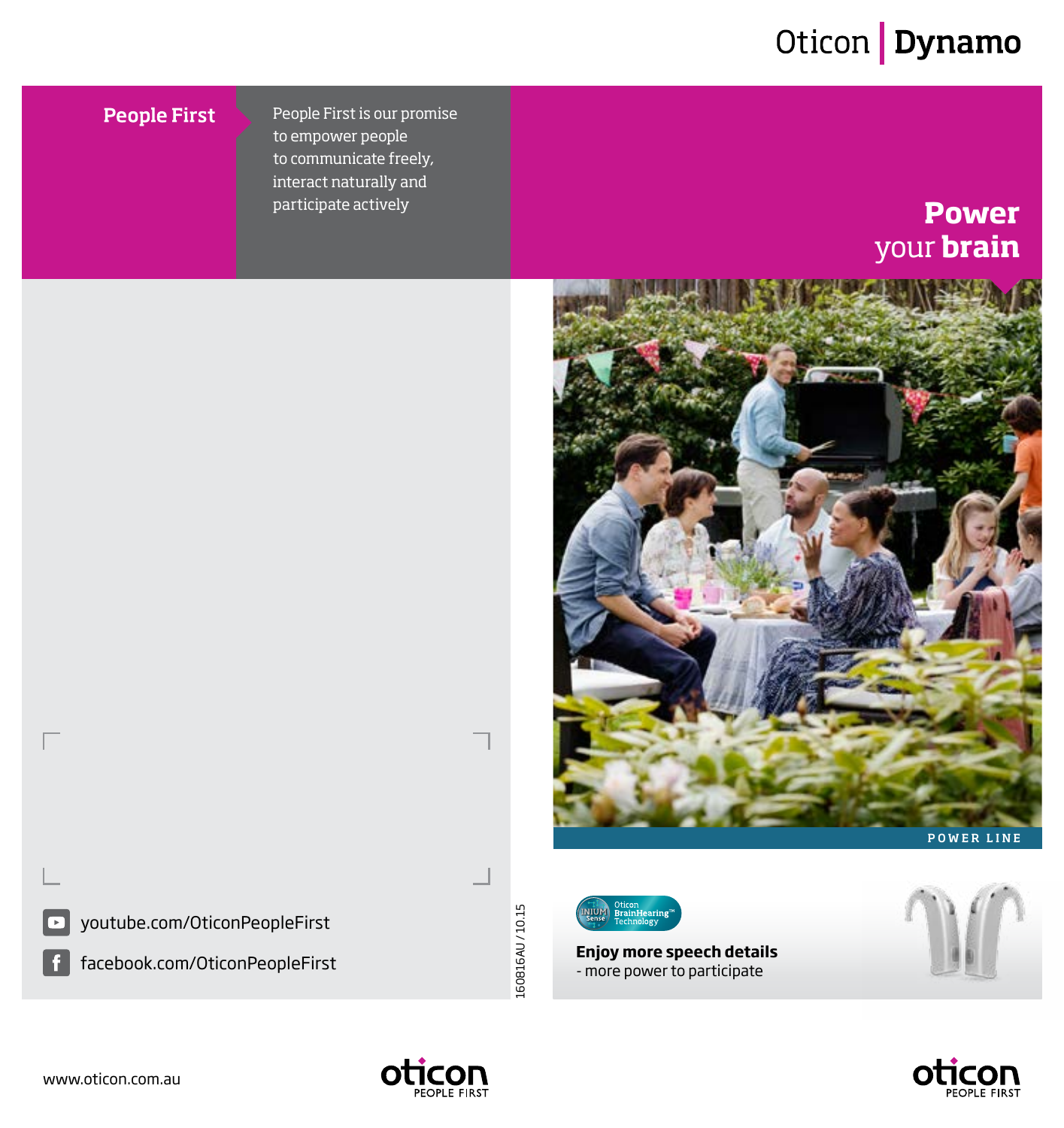# Oticon | Dynamo

**People First**

People First is our promise to empower people to communicate freely, interact naturally and participate actively

youtube.com/OticonPeopleFirst

facebook.com/OticonPeopleFirst

www.oticon.com.au

oticon PEOPLE FIRST

160816AU / 10.15

## Power your brain

POWER LINE

Inium Sense Oticon BrainHearing™ Technology

**Enjoy more speech details**
- more power to participate

oticon PEOPLE FIRST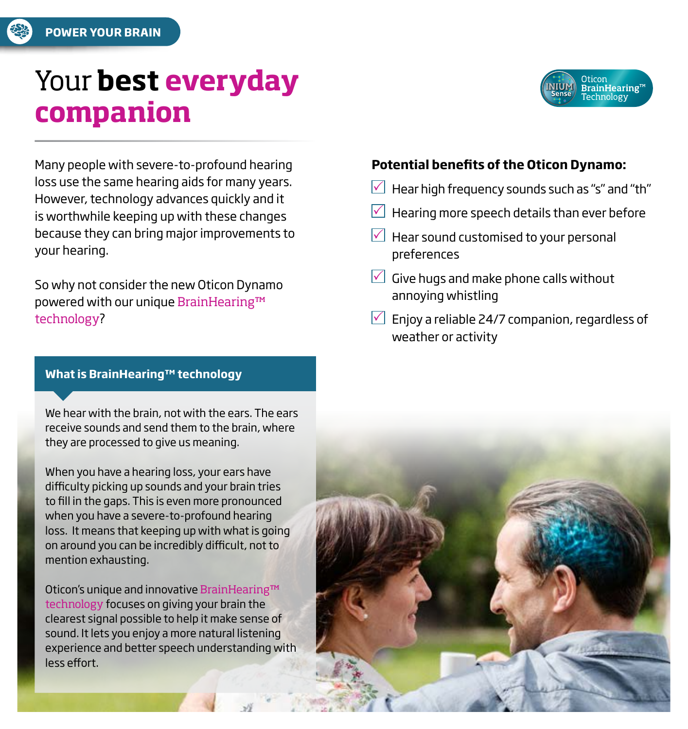POWER YOUR BRAIN

# Your **best everyday companion**

Oticon BrainHearing™ Technology

Many people with severe-to-profound hearing loss use the same hearing aids for many years. However, technology advances quickly and it is worthwhile keeping up with these changes because they can bring major improvements to your hearing.

So why not consider the new Oticon Dynamo powered with our unique BrainHearing™ technology?

## What is BrainHearing™ technology

We hear with the brain, not with the ears. The ears receive sounds and send them to the brain, where they are processed to give us meaning.

When you have a hearing loss, your ears have difficulty picking up sounds and your brain tries to fill in the gaps. This is even more pronounced when you have a severe-to-profound hearing loss. It means that keeping up with what is going on around you can be incredibly difficult, not to mention exhausting.

Oticon's unique and innovative BrainHearing™ technology focuses on giving your brain the clearest signal possible to help it make sense of sound. It lets you enjoy a more natural listening experience and better speech understanding with less effort.

**Potential benefits of the Oticon Dynamo:**

- ☑ Hear high frequency sounds such as "s" and "th"
- ☑ Hearing more speech details than ever before
- ☑ Hear sound customised to your personal preferences
- ☑ Give hugs and make phone calls without annoying whistling
- ☑ Enjoy a reliable 24/7 companion, regardless of weather or activity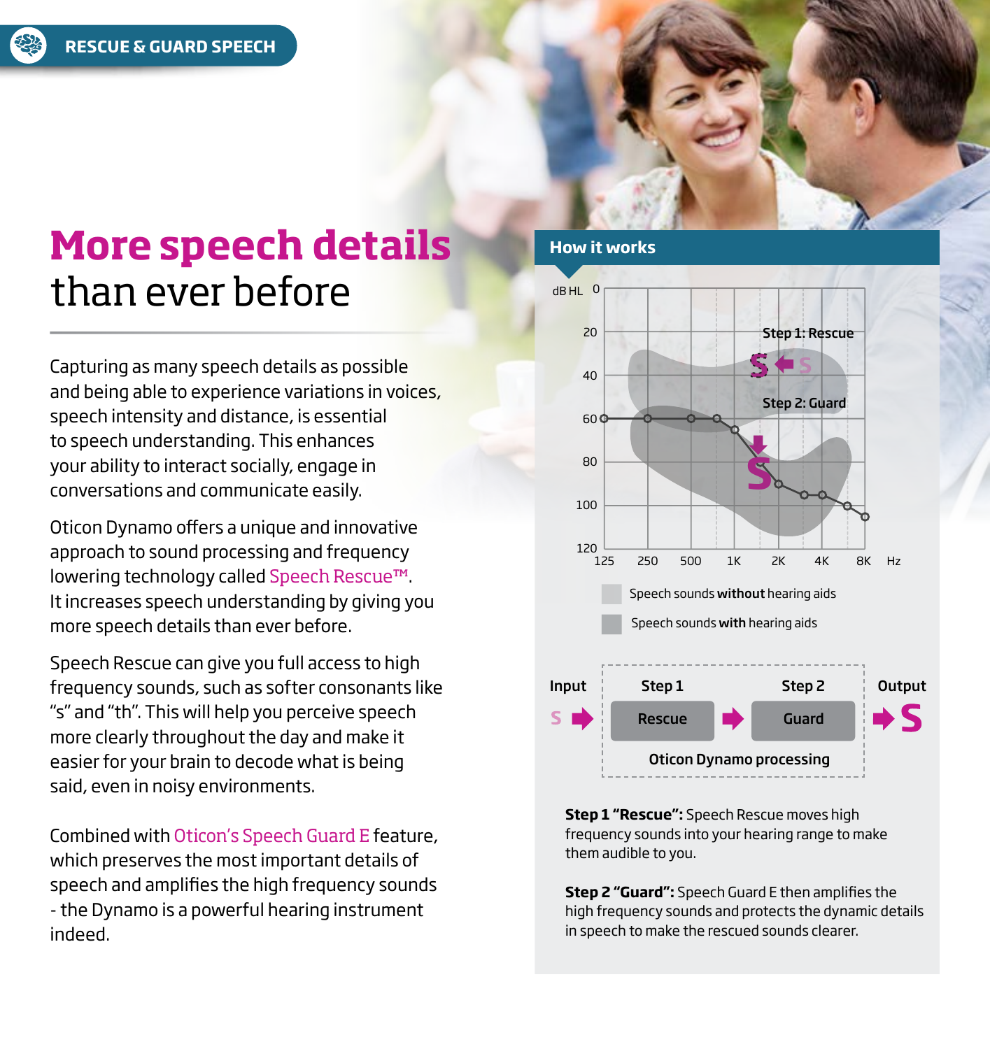RESCUE & GUARD SPEECH

# More speech details than ever before

Capturing as many speech details as possible and being able to experience variations in voices, speech intensity and distance, is essential to speech understanding. This enhances your ability to interact socially, engage in conversations and communicate easily.

Oticon Dynamo offers a unique and innovative approach to sound processing and frequency lowering technology called Speech Rescue™. It increases speech understanding by giving you more speech details than ever before.

Speech Rescue can give you full access to high frequency sounds, such as softer consonants like "s" and "th". This will help you perceive speech more clearly throughout the day and make it easier for your brain to decode what is being said, even in noisy environments.

Combined with Oticon's Speech Guard E feature, which preserves the most important details of speech and amplifies the high frequency sounds - the Dynamo is a powerful hearing instrument indeed.

## How it works

dB HL: 0, 20, 40, 60, 80, 100, 120

Hz: 125, 250, 500, 1K, 2K, 4K, 8K

Step 1: Rescue

Step 2: Guard

Speech sounds **without** hearing aids

Speech sounds **with** hearing aids

Input → Step 1: Rescue → Step 2: Guard → Output

Oticon Dynamo processing

**Step 1 "Rescue":** Speech Rescue moves high frequency sounds into your hearing range to make them audible to you.

**Step 2 "Guard":** Speech Guard E then amplifies the high frequency sounds and protects the dynamic details in speech to make the rescued sounds clearer.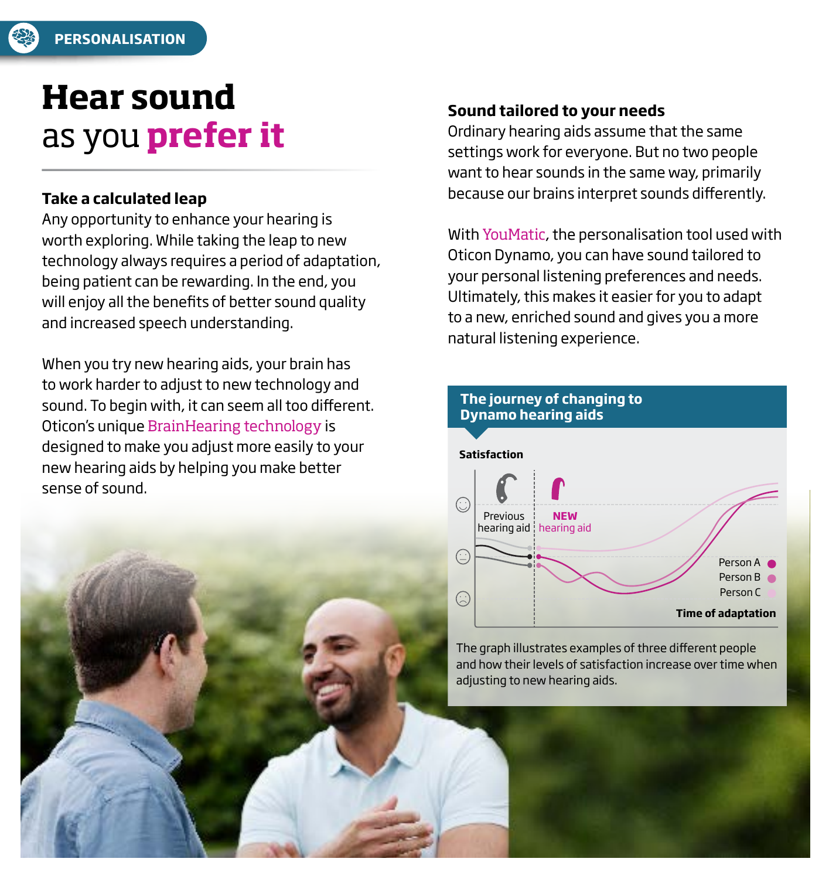PERSONALISATION

# Hear sound as you **prefer it**

### Take a calculated leap

Any opportunity to enhance your hearing is worth exploring. While taking the leap to new technology always requires a period of adaptation, being patient can be rewarding. In the end, you will enjoy all the benefits of better sound quality and increased speech understanding.

When you try new hearing aids, your brain has to work harder to adjust to new technology and sound. To begin with, it can seem all too different. Oticon's unique BrainHearing technology is designed to make you adjust more easily to your new hearing aids by helping you make better sense of sound.

### Sound tailored to your needs

Ordinary hearing aids assume that the same settings work for everyone. But no two people want to hear sounds in the same way, primarily because our brains interpret sounds differently.

With YouMatic, the personalisation tool used with Oticon Dynamo, you can have sound tailored to your personal listening preferences and needs. Ultimately, this makes it easier for you to adapt to a new, enriched sound and gives you a more natural listening experience.

**The journey of changing to Dynamo hearing aids**

Satisfaction

Previous hearing aid | **NEW** hearing aid

Person A
Person B
Person C

Time of adaptation

The graph illustrates examples of three different people and how their levels of satisfaction increase over time when adjusting to new hearing aids.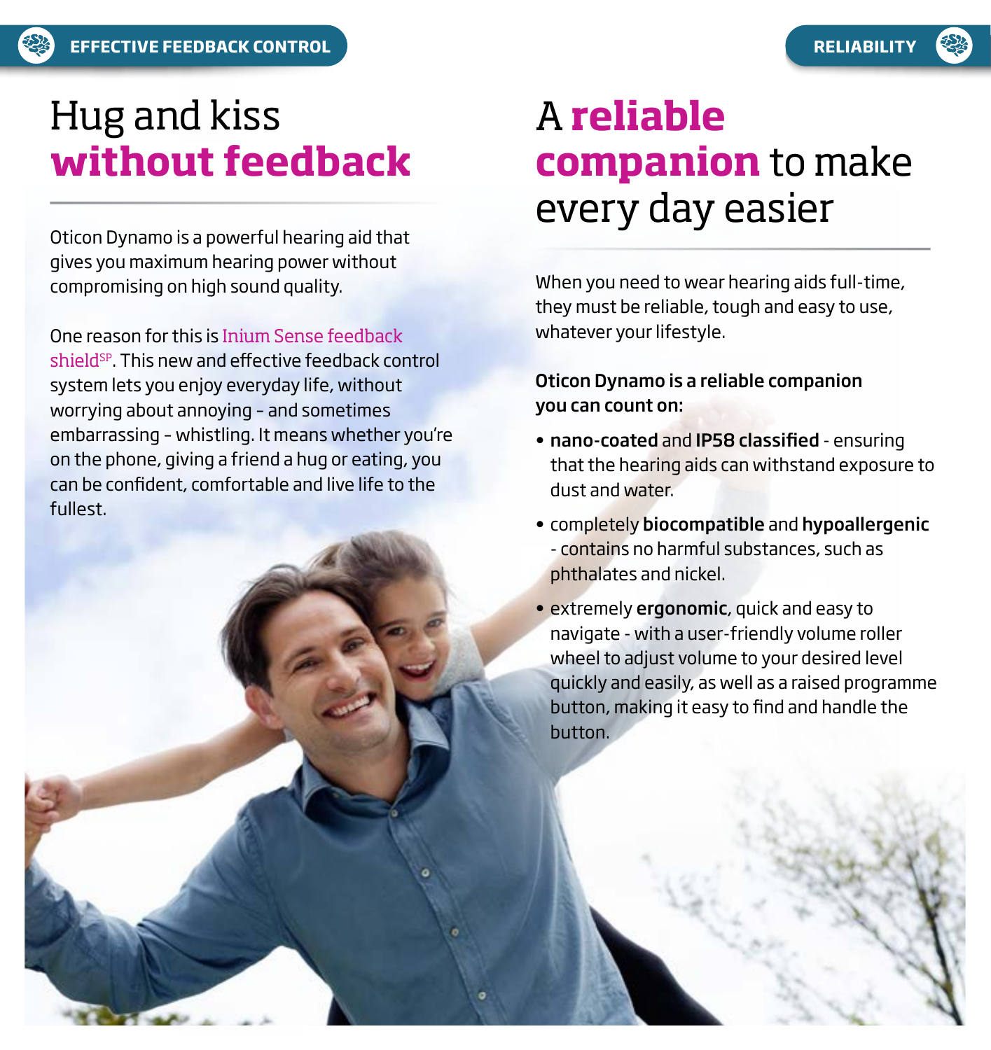EFFECTIVE FEEDBACK CONTROL

# Hug and kiss **without feedback**

Oticon Dynamo is a powerful hearing aid that gives you maximum hearing power without compromising on high sound quality.

One reason for this is Inium Sense feedback shield[SP]. This new and effective feedback control system lets you enjoy everyday life, without worrying about annoying – and sometimes embarrassing – whistling. It means whether you're on the phone, giving a friend a hug or eating, you can be confident, comfortable and live life to the fullest.

RELIABILITY

# A **reliable companion** to make every day easier

When you need to wear hearing aids full-time, they must be reliable, tough and easy to use, whatever your lifestyle.

**Oticon Dynamo is a reliable companion you can count on:**

- **nano-coated** and **IP58 classified** - ensuring that the hearing aids can withstand exposure to dust and water.
- completely **biocompatible** and **hypoallergenic** - contains no harmful substances, such as phthalates and nickel.
- extremely **ergonomic**, quick and easy to navigate - with a user-friendly volume roller wheel to adjust volume to your desired level quickly and easily, as well as a raised programme button, making it easy to find and handle the button.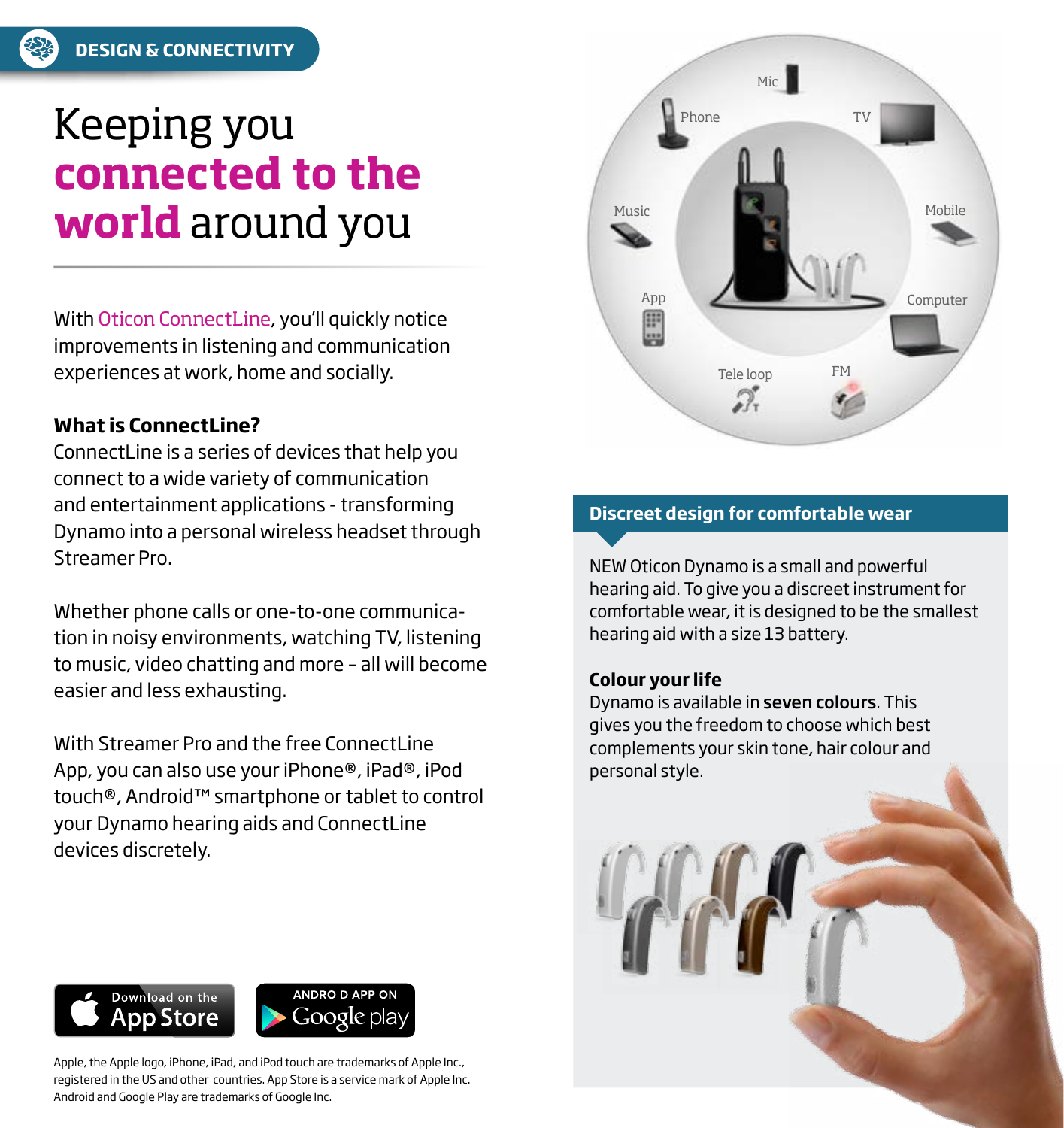DESIGN & CONNECTIVITY

# Keeping you **connected to the world** around you

With Oticon ConnectLine, you'll quickly notice improvements in listening and communication experiences at work, home and socially.

**What is ConnectLine?**

ConnectLine is a series of devices that help you connect to a wide variety of communication and entertainment applications - transforming Dynamo into a personal wireless headset through Streamer Pro.

Whether phone calls or one-to-one communication in noisy environments, watching TV, listening to music, video chatting and more – all will become easier and less exhausting.

With Streamer Pro and the free ConnectLine App, you can also use your iPhone®, iPad®, iPod touch®, Android™ smartphone or tablet to control your Dynamo hearing aids and ConnectLine devices discretely.

Download on the App Store

ANDROID APP ON Google play

Apple, the Apple logo, iPhone, iPad, and iPod touch are trademarks of Apple Inc., registered in the US and other countries. App Store is a service mark of Apple Inc. Android and Google Play are trademarks of Google Inc.

Mic
Phone
TV
Music
Mobile
App
Computer
Tele loop
FM

## Discreet design for comfortable wear

NEW Oticon Dynamo is a small and powerful hearing aid. To give you a discreet instrument for comfortable wear, it is designed to be the smallest hearing aid with a size 13 battery.

**Colour your life**

Dynamo is available in **seven colours**. This gives you the freedom to choose which best complements your skin tone, hair colour and personal style.